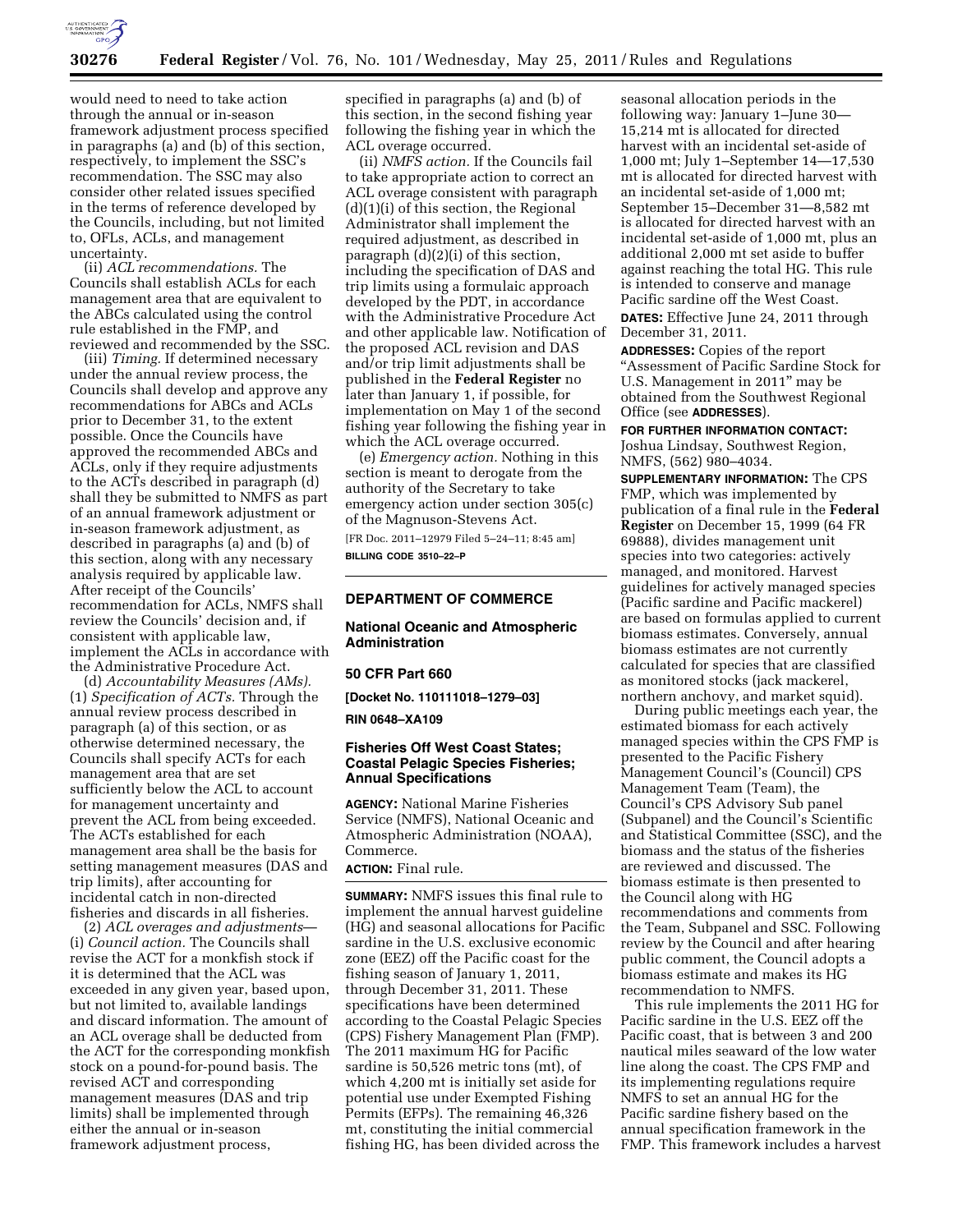would need to need to take action through the annual or in-season framework adjustment process specified in paragraphs (a) and (b) of this section, respectively, to implement the SSC's recommendation. The SSC may also consider other related issues specified in the terms of reference developed by the Councils, including, but not limited to, OFLs, ACLs, and management uncertainty.

(ii) *ACL recommendations.* The Councils shall establish ACLs for each management area that are equivalent to the ABCs calculated using the control rule established in the FMP, and reviewed and recommended by the SSC.

(iii) *Timing.* If determined necessary under the annual review process, the Councils shall develop and approve any recommendations for ABCs and ACLs prior to December 31, to the extent possible. Once the Councils have approved the recommended ABCs and ACLs, only if they require adjustments to the ACTs described in paragraph (d) shall they be submitted to NMFS as part of an annual framework adjustment or in-season framework adjustment, as described in paragraphs (a) and (b) of this section, along with any necessary analysis required by applicable law. After receipt of the Councils' recommendation for ACLs, NMFS shall review the Councils' decision and, if consistent with applicable law, implement the ACLs in accordance with the Administrative Procedure Act.

(d) *Accountability Measures (AMs).* (1) *Specification of ACTs.* Through the annual review process described in paragraph (a) of this section, or as otherwise determined necessary, the Councils shall specify ACTs for each management area that are set sufficiently below the ACL to account for management uncertainty and prevent the ACL from being exceeded. The ACTs established for each management area shall be the basis for setting management measures (DAS and trip limits), after accounting for incidental catch in non-directed fisheries and discards in all fisheries.

(2) *ACL overages and adjustments*—(i) *Council action.* The Councils shall revise the ACT for a monkfish stock if it is determined that the ACL was exceeded in any given year, based upon, but not limited to, available landings and discard information. The amount of an ACL overage shall be deducted from the ACT for the corresponding monkfish stock on a pound-for-pound basis. The revised ACT and corresponding management measures (DAS and trip limits) shall be implemented through either the annual or in-season framework adjustment process, specified in paragraphs (a) and (b) of this section, in the second fishing year following the fishing year in which the ACL overage occurred.

(ii) *NMFS action.* If the Councils fail to take appropriate action to correct an ACL overage consistent with paragraph (d)(1)(i) of this section, the Regional Administrator shall implement the required adjustment, as described in paragraph (d)(2)(i) of this section, including the specification of DAS and trip limits using a formulaic approach developed by the PDT, in accordance with the Administrative Procedure Act and other applicable law. Notification of the proposed ACL revision and DAS and/or trip limit adjustments shall be published in the **Federal Register** no later than January 1, if possible, for implementation on May 1 of the second fishing year following the fishing year in which the ACL overage occurred.

(e) *Emergency action.* Nothing in this section is meant to derogate from the authority of the Secretary to take emergency action under section 305(c) of the Magnuson-Stevens Act.

[FR Doc. 2011–12979 Filed 5–24–11; 8:45 am]

**BILLING CODE 3510–22–P**

---

## DEPARTMENT OF COMMERCE

## National Oceanic and Atmospheric Administration

## 50 CFR Part 660

**[Docket No. 110111018–1279–03]**

**RIN 0648–XA109**

## Fisheries Off West Coast States; Coastal Pelagic Species Fisheries; Annual Specifications

**AGENCY:** National Marine Fisheries Service (NMFS), National Oceanic and Atmospheric Administration (NOAA), Commerce.

**ACTION:** Final rule.

**SUMMARY:** NMFS issues this final rule to implement the annual harvest guideline (HG) and seasonal allocations for Pacific sardine in the U.S. exclusive economic zone (EEZ) off the Pacific coast for the fishing season of January 1, 2011, through December 31, 2011. These specifications have been determined according to the Coastal Pelagic Species (CPS) Fishery Management Plan (FMP). The 2011 maximum HG for Pacific sardine is 50,526 metric tons (mt), of which 4,200 mt is initially set aside for potential use under Exempted Fishing Permits (EFPs). The remaining 46,326 mt, constituting the initial commercial fishing HG, has been divided across the seasonal allocation periods in the following way: January 1–June 30—15,214 mt is allocated for directed harvest with an incidental set-aside of 1,000 mt; July 1–September 14—17,530 mt is allocated for directed harvest with an incidental set-aside of 1,000 mt; September 15–December 31—8,582 mt is allocated for directed harvest with an incidental set-aside of 1,000 mt, plus an additional 2,000 mt set aside to buffer against reaching the total HG. This rule is intended to conserve and manage Pacific sardine off the West Coast.

**DATES:** Effective June 24, 2011 through December 31, 2011.

**ADDRESSES:** Copies of the report "Assessment of Pacific Sardine Stock for U.S. Management in 2011" may be obtained from the Southwest Regional Office (see **ADDRESSES**).

**FOR FURTHER INFORMATION CONTACT:** Joshua Lindsay, Southwest Region, NMFS, (562) 980–4034.

**SUPPLEMENTARY INFORMATION:** The CPS FMP, which was implemented by publication of a final rule in the **Federal Register** on December 15, 1999 (64 FR 69888), divides management unit species into two categories: actively managed, and monitored. Harvest guidelines for actively managed species (Pacific sardine and Pacific mackerel) are based on formulas applied to current biomass estimates. Conversely, annual biomass estimates are not currently calculated for species that are classified as monitored stocks (jack mackerel, northern anchovy, and market squid).

During public meetings each year, the estimated biomass for each actively managed species within the CPS FMP is presented to the Pacific Fishery Management Council's (Council) CPS Management Team (Team), the Council's CPS Advisory Sub panel (Subpanel) and the Council's Scientific and Statistical Committee (SSC), and the biomass and the status of the fisheries are reviewed and discussed. The biomass estimate is then presented to the Council along with HG recommendations and comments from the Team, Subpanel and SSC. Following review by the Council and after hearing public comment, the Council adopts a biomass estimate and makes its HG recommendation to NMFS.

This rule implements the 2011 HG for Pacific sardine in the U.S. EEZ off the Pacific coast, that is between 3 and 200 nautical miles seaward of the low water line along the coast. The CPS FMP and its implementing regulations require NMFS to set an annual HG for the Pacific sardine fishery based on the annual specification framework in the FMP. This framework includes a harvest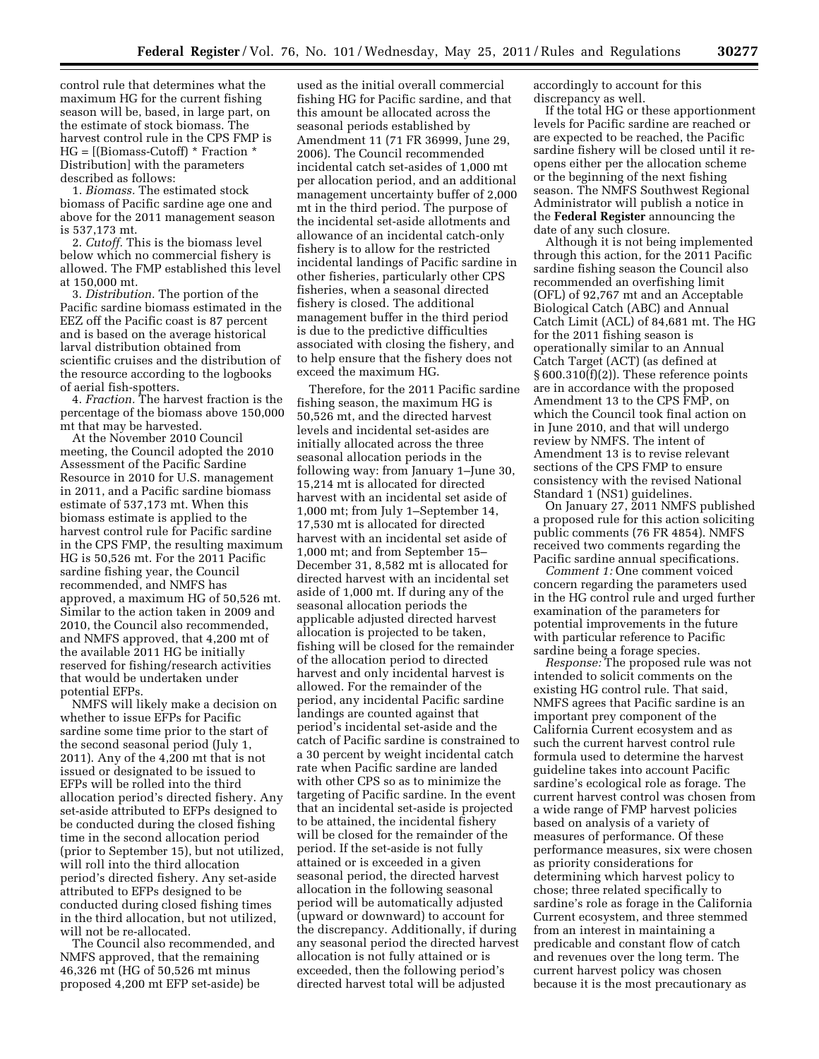control rule that determines what the maximum HG for the current fishing season will be, based, in large part, on the estimate of stock biomass. The harvest control rule in the CPS FMP is HG = [(Biomass-Cutoff) * Fraction * Distribution] with the parameters described as follows:

1. *Biomass.* The estimated stock biomass of Pacific sardine age one and above for the 2011 management season is 537,173 mt.

2. *Cutoff.* This is the biomass level below which no commercial fishery is allowed. The FMP established this level at 150,000 mt.

3. *Distribution.* The portion of the Pacific sardine biomass estimated in the EEZ off the Pacific coast is 87 percent and is based on the average historical larval distribution obtained from scientific cruises and the distribution of the resource according to the logbooks of aerial fish-spotters.

4. *Fraction.* The harvest fraction is the percentage of the biomass above 150,000 mt that may be harvested.

At the November 2010 Council meeting, the Council adopted the 2010 Assessment of the Pacific Sardine Resource in 2010 for U.S. management in 2011, and a Pacific sardine biomass estimate of 537,173 mt. When this biomass estimate is applied to the harvest control rule for Pacific sardine in the CPS FMP, the resulting maximum HG is 50,526 mt. For the 2011 Pacific sardine fishing year, the Council recommended, and NMFS has approved, a maximum HG of 50,526 mt. Similar to the action taken in 2009 and 2010, the Council also recommended, and NMFS approved, that 4,200 mt of the available 2011 HG be initially reserved for fishing/research activities that would be undertaken under potential EFPs.

NMFS will likely make a decision on whether to issue EFPs for Pacific sardine some time prior to the start of the second seasonal period (July 1, 2011). Any of the 4,200 mt that is not issued or designated to be issued to EFPs will be rolled into the third allocation period's directed fishery. Any set-aside attributed to EFPs designed to be conducted during the closed fishing time in the second allocation period (prior to September 15), but not utilized, will roll into the third allocation period's directed fishery. Any set-aside attributed to EFPs designed to be conducted during closed fishing times in the third allocation, but not utilized, will not be re-allocated.

The Council also recommended, and NMFS approved, that the remaining 46,326 mt (HG of 50,526 mt minus proposed 4,200 mt EFP set-aside) be used as the initial overall commercial fishing HG for Pacific sardine, and that this amount be allocated across the seasonal periods established by Amendment 11 (71 FR 36999, June 29, 2006). The Council recommended incidental catch set-asides of 1,000 mt per allocation period, and an additional management uncertainty buffer of 2,000 mt in the third period. The purpose of the incidental set-aside allotments and allowance of an incidental catch-only fishery is to allow for the restricted incidental landings of Pacific sardine in other fisheries, particularly other CPS fisheries, when a seasonal directed fishery is closed. The additional management buffer in the third period is due to the predictive difficulties associated with closing the fishery, and to help ensure that the fishery does not exceed the maximum HG.

Therefore, for the 2011 Pacific sardine fishing season, the maximum HG is 50,526 mt, and the directed harvest levels and incidental set-asides are initially allocated across the three seasonal allocation periods in the following way: from January 1–June 30, 15,214 mt is allocated for directed harvest with an incidental set aside of 1,000 mt; from July 1–September 14, 17,530 mt is allocated for directed harvest with an incidental set aside of 1,000 mt; and from September 15–December 31, 8,582 mt is allocated for directed harvest with an incidental set aside of 1,000 mt. If during any of the seasonal allocation periods the applicable adjusted directed harvest allocation is projected to be taken, fishing will be closed for the remainder of the allocation period to directed harvest and only incidental harvest is allowed. For the remainder of the period, any incidental Pacific sardine landings are counted against that period's incidental set-aside and the catch of Pacific sardine is constrained to a 30 percent by weight incidental catch rate when Pacific sardine are landed with other CPS so as to minimize the targeting of Pacific sardine. In the event that an incidental set-aside is projected to be attained, the incidental fishery will be closed for the remainder of the period. If the set-aside is not fully attained or is exceeded in a given seasonal period, the directed harvest allocation in the following seasonal period will be automatically adjusted (upward or downward) to account for the discrepancy. Additionally, if during any seasonal period the directed harvest allocation is not fully attained or is exceeded, then the following period's directed harvest total will be adjusted accordingly to account for this discrepancy as well.

If the total HG or these apportionment levels for Pacific sardine are reached or are expected to be reached, the Pacific sardine fishery will be closed until it re-opens either per the allocation scheme or the beginning of the next fishing season. The NMFS Southwest Regional Administrator will publish a notice in the **Federal Register** announcing the date of any such closure.

Although it is not being implemented through this action, for the 2011 Pacific sardine fishing season the Council also recommended an overfishing limit (OFL) of 92,767 mt and an Acceptable Biological Catch (ABC) and Annual Catch Limit (ACL) of 84,681 mt. The HG for the 2011 fishing season is operationally similar to an Annual Catch Target (ACT) (as defined at § 600.310(f)(2)). These reference points are in accordance with the proposed Amendment 13 to the CPS FMP, on which the Council took final action on in June 2010, and that will undergo review by NMFS. The intent of Amendment 13 is to revise relevant sections of the CPS FMP to ensure consistency with the revised National Standard 1 (NS1) guidelines.

On January 27, 2011 NMFS published a proposed rule for this action soliciting public comments (76 FR 4854). NMFS received two comments regarding the Pacific sardine annual specifications.

*Comment 1:* One comment voiced concern regarding the parameters used in the HG control rule and urged further examination of the parameters for potential improvements in the future with particular reference to Pacific sardine being a forage species.

*Response:* The proposed rule was not intended to solicit comments on the existing HG control rule. That said, NMFS agrees that Pacific sardine is an important prey component of the California Current ecosystem and as such the current harvest control rule formula used to determine the harvest guideline takes into account Pacific sardine's ecological role as forage. The current harvest control was chosen from a wide range of FMP harvest policies based on analysis of a variety of measures of performance. Of these performance measures, six were chosen as priority considerations for determining which harvest policy to chose; three related specifically to sardine's role as forage in the California Current ecosystem, and three stemmed from an interest in maintaining a predicable and constant flow of catch and revenues over the long term. The current harvest policy was chosen because it is the most precautionary as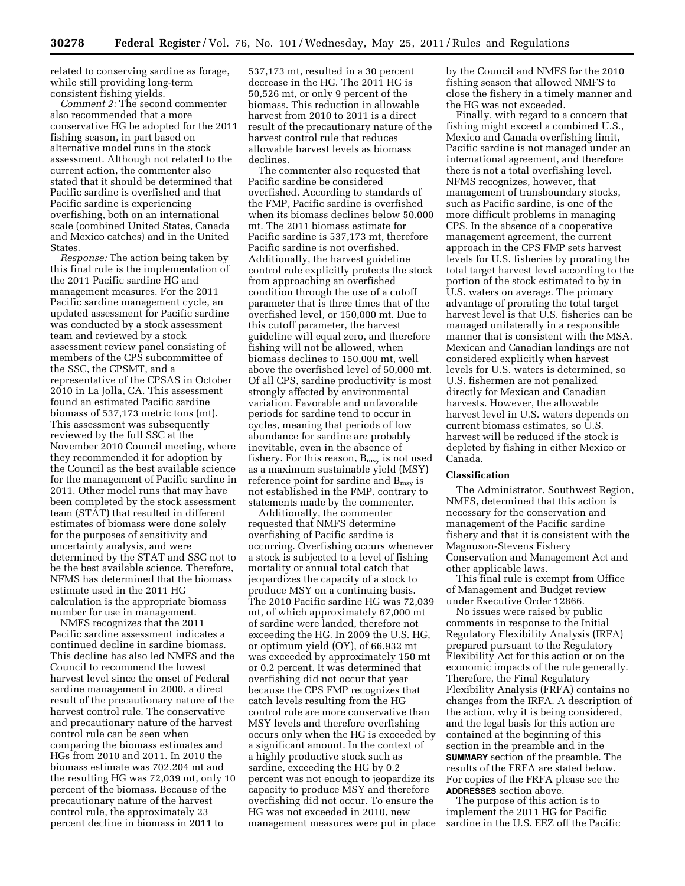related to conserving sardine as forage, while still providing long-term consistent fishing yields.

*Comment 2:* The second commenter also recommended that a more conservative HG be adopted for the 2011 fishing season, in part based on alternative model runs in the stock assessment. Although not related to the current action, the commenter also stated that it should be determined that Pacific sardine is overfished and that Pacific sardine is experiencing overfishing, both on an international scale (combined United States, Canada and Mexico catches) and in the United States.

*Response:* The action being taken by this final rule is the implementation of the 2011 Pacific sardine HG and management measures. For the 2011 Pacific sardine management cycle, an updated assessment for Pacific sardine was conducted by a stock assessment team and reviewed by a stock assessment review panel consisting of members of the CPS subcommittee of the SSC, the CPSMT, and a representative of the CPSAS in October 2010 in La Jolla, CA. This assessment found an estimated Pacific sardine biomass of 537,173 metric tons (mt). This assessment was subsequently reviewed by the full SSC at the November 2010 Council meeting, where they recommended it for adoption by the Council as the best available science for the management of Pacific sardine in 2011. Other model runs that may have been completed by the stock assessment team (STAT) that resulted in different estimates of biomass were done solely for the purposes of sensitivity and uncertainty analysis, and were determined by the STAT and SSC not to be the best available science. Therefore, NFMS has determined that the biomass estimate used in the 2011 HG calculation is the appropriate biomass number for use in management.

NMFS recognizes that the 2011 Pacific sardine assessment indicates a continued decline in sardine biomass. This decline has also led NMFS and the Council to recommend the lowest harvest level since the onset of Federal sardine management in 2000, a direct result of the precautionary nature of the harvest control rule. The conservative and precautionary nature of the harvest control rule can be seen when comparing the biomass estimates and HGs from 2010 and 2011. In 2010 the biomass estimate was 702,204 mt and the resulting HG was 72,039 mt, only 10 percent of the biomass. Because of the precautionary nature of the harvest control rule, the approximately 23 percent decline in biomass in 2011 to 537,173 mt, resulted in a 30 percent decrease in the HG. The 2011 HG is 50,526 mt, or only 9 percent of the biomass. This reduction in allowable harvest from 2010 to 2011 is a direct result of the precautionary nature of the harvest control rule that reduces allowable harvest levels as biomass declines.

The commenter also requested that Pacific sardine be considered overfished. According to standards of the FMP, Pacific sardine is overfished when its biomass declines below 50,000 mt. The 2011 biomass estimate for Pacific sardine is 537,173 mt, therefore Pacific sardine is not overfished. Additionally, the harvest guideline control rule explicitly protects the stock from approaching an overfished condition through the use of a cutoff parameter that is three times that of the overfished level, or 150,000 mt. Due to this cutoff parameter, the harvest guideline will equal zero, and therefore fishing will not be allowed, when biomass declines to 150,000 mt, well above the overfished level of 50,000 mt. Of all CPS, sardine productivity is most strongly affected by environmental variation. Favorable and unfavorable periods for sardine tend to occur in cycles, meaning that periods of low abundance for sardine are probably inevitable, even in the absence of fishery. For this reason, $B_{msy}$ is not used as a maximum sustainable yield (MSY) reference point for sardine and $B_{msy}$ is not established in the FMP, contrary to statements made by the commenter.

Additionally, the commenter requested that NMFS determine overfishing of Pacific sardine is occurring. Overfishing occurs whenever a stock is subjected to a level of fishing mortality or annual total catch that jeopardizes the capacity of a stock to produce MSY on a continuing basis. The 2010 Pacific sardine HG was 72,039 mt, of which approximately 67,000 mt of sardine were landed, therefore not exceeding the HG. In 2009 the U.S. HG, or optimum yield (OY), of 66,932 mt was exceeded by approximately 150 mt or 0.2 percent. It was determined that overfishing did not occur that year because the CPS FMP recognizes that catch levels resulting from the HG control rule are more conservative than MSY levels and therefore overfishing occurs only when the HG is exceeded by a significant amount. In the context of a highly productive stock such as sardine, exceeding the HG by 0.2 percent was not enough to jeopardize its capacity to produce MSY and therefore overfishing did not occur. To ensure the HG was not exceeded in 2010, new management measures were put in place by the Council and NMFS for the 2010 fishing season that allowed NMFS to close the fishery in a timely manner and the HG was not exceeded.

Finally, with regard to a concern that fishing might exceed a combined U.S., Mexico and Canada overfishing limit, Pacific sardine is not managed under an international agreement, and therefore there is not a total overfishing level. NFMS recognizes, however, that management of transboundary stocks, such as Pacific sardine, is one of the more difficult problems in managing CPS. In the absence of a cooperative management agreement, the current approach in the CPS FMP sets harvest levels for U.S. fisheries by prorating the total target harvest level according to the portion of the stock estimated to by in U.S. waters on average. The primary advantage of prorating the total target harvest level is that U.S. fisheries can be managed unilaterally in a responsible manner that is consistent with the MSA. Mexican and Canadian landings are not considered explicitly when harvest levels for U.S. waters is determined, so U.S. fishermen are not penalized directly for Mexican and Canadian harvests. However, the allowable harvest level in U.S. waters depends on current biomass estimates, so U.S. harvest will be reduced if the stock is depleted by fishing in either Mexico or Canada.

## Classification

The Administrator, Southwest Region, NMFS, determined that this action is necessary for the conservation and management of the Pacific sardine fishery and that it is consistent with the Magnuson-Stevens Fishery Conservation and Management Act and other applicable laws.

This final rule is exempt from Office of Management and Budget review under Executive Order 12866.

No issues were raised by public comments in response to the Initial Regulatory Flexibility Analysis (IRFA) prepared pursuant to the Regulatory Flexibility Act for this action or on the economic impacts of the rule generally. Therefore, the Final Regulatory Flexibility Analysis (FRFA) contains no changes from the IRFA. A description of the action, why it is being considered, and the legal basis for this action are contained at the beginning of this section in the preamble and in the **SUMMARY** section of the preamble. The results of the FRFA are stated below. For copies of the FRFA please see the **ADDRESSES** section above.

The purpose of this action is to implement the 2011 HG for Pacific sardine in the U.S. EEZ off the Pacific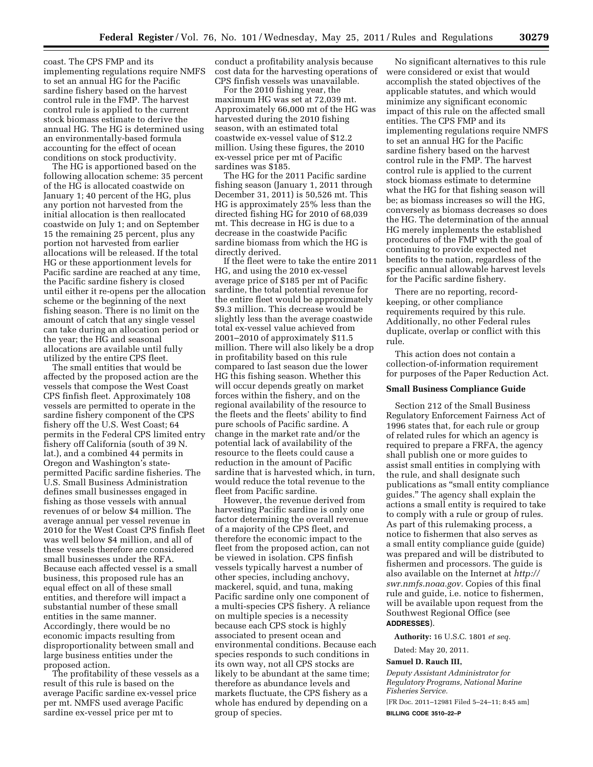coast. The CPS FMP and its implementing regulations require NMFS to set an annual HG for the Pacific sardine fishery based on the harvest control rule in the FMP. The harvest control rule is applied to the current stock biomass estimate to derive the annual HG. The HG is determined using an environmentally-based formula accounting for the effect of ocean conditions on stock productivity.

The HG is apportioned based on the following allocation scheme: 35 percent of the HG is allocated coastwide on January 1; 40 percent of the HG, plus any portion not harvested from the initial allocation is then reallocated coastwide on July 1; and on September 15 the remaining 25 percent, plus any portion not harvested from earlier allocations will be released. If the total HG or these apportionment levels for Pacific sardine are reached at any time, the Pacific sardine fishery is closed until either it re-opens per the allocation scheme or the beginning of the next fishing season. There is no limit on the amount of catch that any single vessel can take during an allocation period or the year; the HG and seasonal allocations are available until fully utilized by the entire CPS fleet.

The small entities that would be affected by the proposed action are the vessels that compose the West Coast CPS finfish fleet. Approximately 108 vessels are permitted to operate in the sardine fishery component of the CPS fishery off the U.S. West Coast; 64 permits in the Federal CPS limited entry fishery off California (south of 39 N. lat.), and a combined 44 permits in Oregon and Washington's state-permitted Pacific sardine fisheries. The U.S. Small Business Administration defines small businesses engaged in fishing as those vessels with annual revenues of or below $4 million. The average annual per vessel revenue in 2010 for the West Coast CPS finfish fleet was well below $4 million, and all of these vessels therefore are considered small businesses under the RFA. Because each affected vessel is a small business, this proposed rule has an equal effect on all of these small entities, and therefore will impact a substantial number of these small entities in the same manner. Accordingly, there would be no economic impacts resulting from disproportionality between small and large business entities under the proposed action.

The profitability of these vessels as a result of this rule is based on the average Pacific sardine ex-vessel price per mt. NMFS used average Pacific sardine ex-vessel price per mt to conduct a profitability analysis because cost data for the harvesting operations of CPS finfish vessels was unavailable.

For the 2010 fishing year, the maximum HG was set at 72,039 mt. Approximately 66,000 mt of the HG was harvested during the 2010 fishing season, with an estimated total coastwide ex-vessel value of $12.2 million. Using these figures, the 2010 ex-vessel price per mt of Pacific sardines was $185.

The HG for the 2011 Pacific sardine fishing season (January 1, 2011 through December 31, 2011) is 50,526 mt. This HG is approximately 25% less than the directed fishing HG for 2010 of 68,039 mt. This decrease in HG is due to a decrease in the coastwide Pacific sardine biomass from which the HG is directly derived.

If the fleet were to take the entire 2011 HG, and using the 2010 ex-vessel average price of $185 per mt of Pacific sardine, the total potential revenue for the entire fleet would be approximately $9.3 million. This decrease would be slightly less than the average coastwide total ex-vessel value achieved from 2001–2010 of approximately $11.5 million. There will also likely be a drop in profitability based on this rule compared to last season due the lower HG this fishing season. Whether this will occur depends greatly on market forces within the fishery, and on the regional availability of the resource to the fleets and the fleets' ability to find pure schools of Pacific sardine. A change in the market rate and/or the potential lack of availability of the resource to the fleets could cause a reduction in the amount of Pacific sardine that is harvested which, in turn, would reduce the total revenue to the fleet from Pacific sardine.

However, the revenue derived from harvesting Pacific sardine is only one factor determining the overall revenue of a majority of the CPS fleet, and therefore the economic impact to the fleet from the proposed action, can not be viewed in isolation. CPS finfish vessels typically harvest a number of other species, including anchovy, mackerel, squid, and tuna, making Pacific sardine only one component of a multi-species CPS fishery. A reliance on multiple species is a necessity because each CPS stock is highly associated to present ocean and environmental conditions. Because each species responds to such conditions in its own way, not all CPS stocks are likely to be abundant at the same time; therefore as abundance levels and markets fluctuate, the CPS fishery as a whole has endured by depending on a group of species.

No significant alternatives to this rule were considered or exist that would accomplish the stated objectives of the applicable statutes, and which would minimize any significant economic impact of this rule on the affected small entities. The CPS FMP and its implementing regulations require NMFS to set an annual HG for the Pacific sardine fishery based on the harvest control rule in the FMP. The harvest control rule is applied to the current stock biomass estimate to determine what the HG for that fishing season will be; as biomass increases so will the HG, conversely as biomass decreases so does the HG. The determination of the annual HG merely implements the established procedures of the FMP with the goal of continuing to provide expected net benefits to the nation, regardless of the specific annual allowable harvest levels for the Pacific sardine fishery.

There are no reporting, record-keeping, or other compliance requirements required by this rule. Additionally, no other Federal rules duplicate, overlap or conflict with this rule.

This action does not contain a collection-of-information requirement for purposes of the Paper Reduction Act.

## Small Business Compliance Guide

Section 212 of the Small Business Regulatory Enforcement Fairness Act of 1996 states that, for each rule or group of related rules for which an agency is required to prepare a FRFA, the agency shall publish one or more guides to assist small entities in complying with the rule, and shall designate such publications as "small entity compliance guides." The agency shall explain the actions a small entity is required to take to comply with a rule or group of rules. As part of this rulemaking process, a notice to fishermen that also serves as a small entity compliance guide (guide) was prepared and will be distributed to fishermen and processors. The guide is also available on the Internet at *http://swr.nmfs.noaa.gov.* Copies of this final rule and guide, i.e. notice to fishermen, will be available upon request from the Southwest Regional Office (see **ADDRESSES**).

**Authority:** 16 U.S.C. 1801 *et seq.*

Dated: May 20, 2011.

**Samuel D. Rauch III,**

*Deputy Assistant Administrator for Regulatory Programs, National Marine Fisheries Service.*

[FR Doc. 2011–12981 Filed 5–24–11; 8:45 am]

**BILLING CODE 3510–22–P**